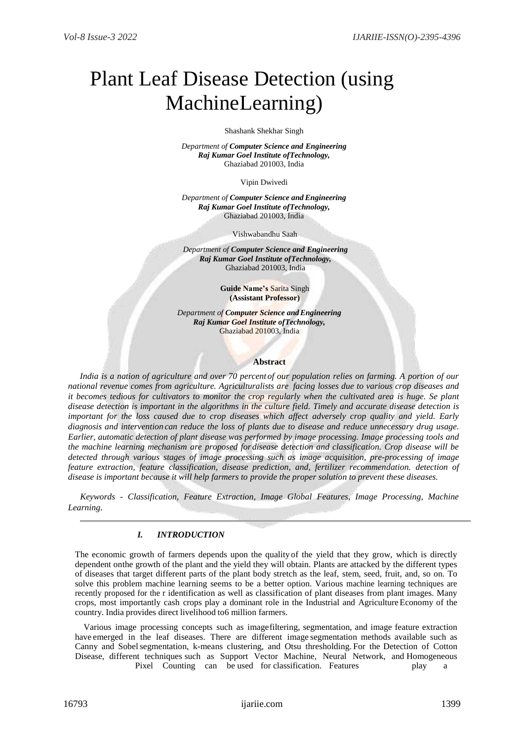# Plant Leaf Disease Detection (using MachineLearning)

Shashank Shekhar Singh

*Department of* ***Computer Science and Engineering***
***Raj Kumar Goel Institute ofTechnology,***
Ghaziabad 201003, India

Vipin Dwivedi

*Department of* ***Computer Science and Engineering***
***Raj Kumar Goel Institute ofTechnology,***
Ghaziabad 201003, India

Vishwabandhu Saah

*Department of* ***Computer Science and Engineering***
***Raj Kumar Goel Institute ofTechnology,***
Ghaziabad 201003, India

**Guide Name's** Sarita Singh
**(Assistant Professor)**

*Department of* ***Computer Science and Engineering***
***Raj Kumar Goel Institute ofTechnology,***
Ghaziabad 201003, India

## Abstract

*India is a nation of agriculture and over 70 percent of our population relies on farming. A portion of our national revenue comes from agriculture. Agriculturalists are facing losses due to various crop diseases and it becomes tedious for cultivators to monitor the crop regularly when the cultivated area is huge. Se plant disease detection is important in the algorithms in the culture field. Timely and accurate disease detection is important for the loss caused due to crop diseases which affect adversely crop quality and yield. Early diagnosis and intervention can reduce the loss of plants due to disease and reduce unnecessary drug usage. Earlier, automatic detection of plant disease was performed by image processing. Image processing tools and the machine learning mechanism are proposed for disease detection and classification. Crop disease will be detected through various stages of image processing such as image acquisition, pre-processing of image feature extraction, feature classification, disease prediction, and, fertilizer recommendation. detection of disease is important because it will help farmers to provide the proper solution to prevent these diseases.*

*Keywords - Classification, Feature Extraction, Image Global Features, Image Processing, Machine Learning.*

## *I. INTRODUCTION*

The economic growth of farmers depends upon the quality of the yield that they grow, which is directly dependent onthe growth of the plant and the yield they will obtain. Plants are attacked by the different types of diseases that target different parts of the plant body stretch as the leaf, stem, seed, fruit, and, so on. To solve this problem machine learning seems to be a better option. Various machine learning techniques are recently proposed for the r identification as well as classification of plant diseases from plant images. Many crops, most importantly cash crops play a dominant role in the Industrial and Agriculture Economy of the country. India provides direct livelihood to6 million farmers.

Various image processing concepts such as image filtering, segmentation, and image feature extraction have emerged in the leaf diseases. There are different image segmentation methods available such as Canny and Sobel segmentation, k-means clustering, and Otsu thresholding. For the Detection of Cotton Disease, different techniques such as Support Vector Machine, Neural Network, and Homogeneous Pixel Counting can be used for classification. Features play a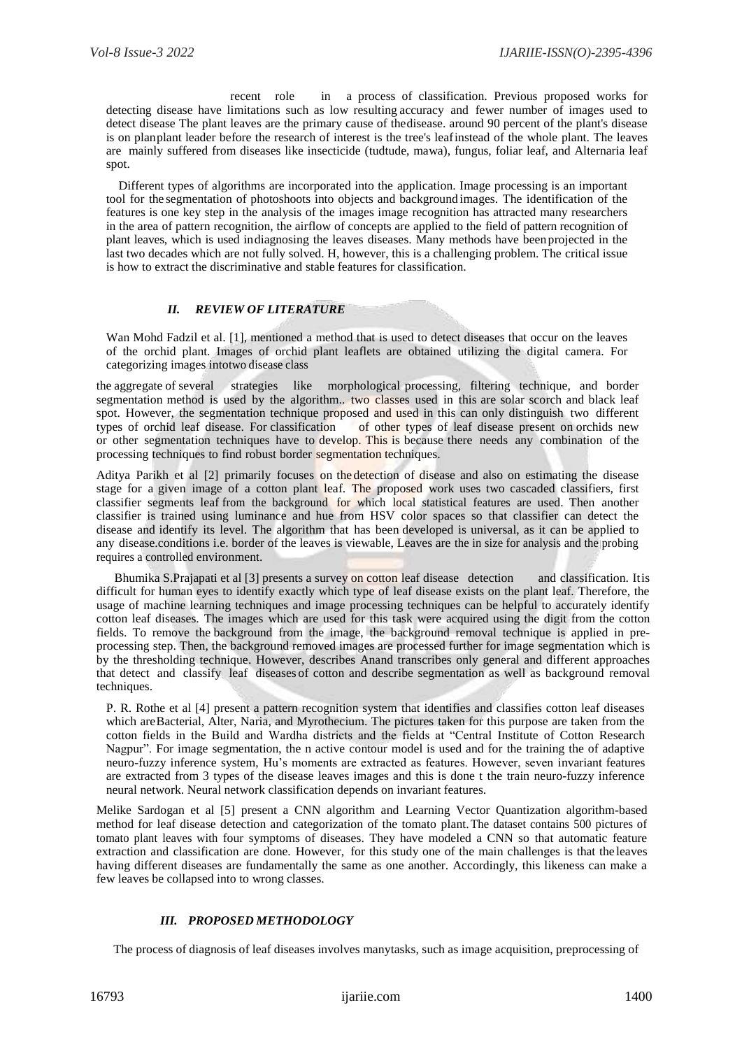recent role in a process of classification. Previous proposed works for detecting disease have limitations such as low resulting accuracy and fewer number of images used to detect disease The plant leaves are the primary cause of thedisease. around 90 percent of the plant's disease is on planplant leader before the research of interest is the tree's leafinstead of the whole plant. The leaves are mainly suffered from diseases like insecticide (tudtude, mawa), fungus, foliar leaf, and Alternaria leaf spot.

Different types of algorithms are incorporated into the application. Image processing is an important tool for the segmentation of photoshoots into objects and background images. The identification of the features is one key step in the analysis of the images image recognition has attracted many researchers in the area of pattern recognition, the airflow of concepts are applied to the field of pattern recognition of plant leaves, which is used indiagnosing the leaves diseases. Many methods have been projected in the last two decades which are not fully solved. H, however, this is a challenging problem. The critical issue is how to extract the discriminative and stable features for classification.

## *II. REVIEW OF LITERATURE*

Wan Mohd Fadzil et al. [1], mentioned a method that is used to detect diseases that occur on the leaves of the orchid plant. Images of orchid plant leaflets are obtained utilizing the digital camera. For categorizing images intotwo disease class

the aggregate of several strategies like morphological processing, filtering technique, and border segmentation method is used by the algorithm.. two classes used in this are solar scorch and black leaf spot. However, the segmentation technique proposed and used in this can only distinguish two different types of orchid leaf disease. For classification of other types of leaf disease present on orchids new or other segmentation techniques have to develop. This is because there needs any combination of the processing techniques to find robust border segmentation techniques.

Aditya Parikh et al [2] primarily focuses on the detection of disease and also on estimating the disease stage for a given image of a cotton plant leaf. The proposed work uses two cascaded classifiers, first classifier segments leaf from the background for which local statistical features are used. Then another classifier is trained using luminance and hue from HSV color spaces so that classifier can detect the disease and identify its level. The algorithm that has been developed is universal, as it can be applied to any disease.conditions i.e. border of the leaves is viewable, Leaves are the in size for analysis and the probing requires a controlled environment.

Bhumika S.Prajapati et al [3] presents a survey on cotton leaf disease detection and classification. Itis difficult for human eyes to identify exactly which type of leaf disease exists on the plant leaf. Therefore, the usage of machine learning techniques and image processing techniques can be helpful to accurately identify cotton leaf diseases. The images which are used for this task were acquired using the digit from the cotton fields. To remove the background from the image, the background removal technique is applied in pre-processing step. Then, the background removed images are processed further for image segmentation which is by the thresholding technique. However, describes Anand transcribes only general and different approaches that detect and classify leaf diseases of cotton and describe segmentation as well as background removal techniques.

P. R. Rothe et al [4] present a pattern recognition system that identifies and classifies cotton leaf diseases which areBacterial, Alter, Naria, and Myrothecium. The pictures taken for this purpose are taken from the cotton fields in the Build and Wardha districts and the fields at "Central Institute of Cotton Research Nagpur". For image segmentation, the n active contour model is used and for the training the of adaptive neuro-fuzzy inference system, Hu's moments are extracted as features. However, seven invariant features are extracted from 3 types of the disease leaves images and this is done t the train neuro-fuzzy inference neural network. Neural network classification depends on invariant features.

Melike Sardogan et al [5] present a CNN algorithm and Learning Vector Quantization algorithm-based method for leaf disease detection and categorization of the tomato plant. The dataset contains 500 pictures of tomato plant leaves with four symptoms of diseases. They have modeled a CNN so that automatic feature extraction and classification are done. However, for this study one of the main challenges is that the leaves having different diseases are fundamentally the same as one another. Accordingly, this likeness can make a few leaves be collapsed into to wrong classes.

## *III. PROPOSED METHODOLOGY*

The process of diagnosis of leaf diseases involves manytasks, such as image acquisition, preprocessing of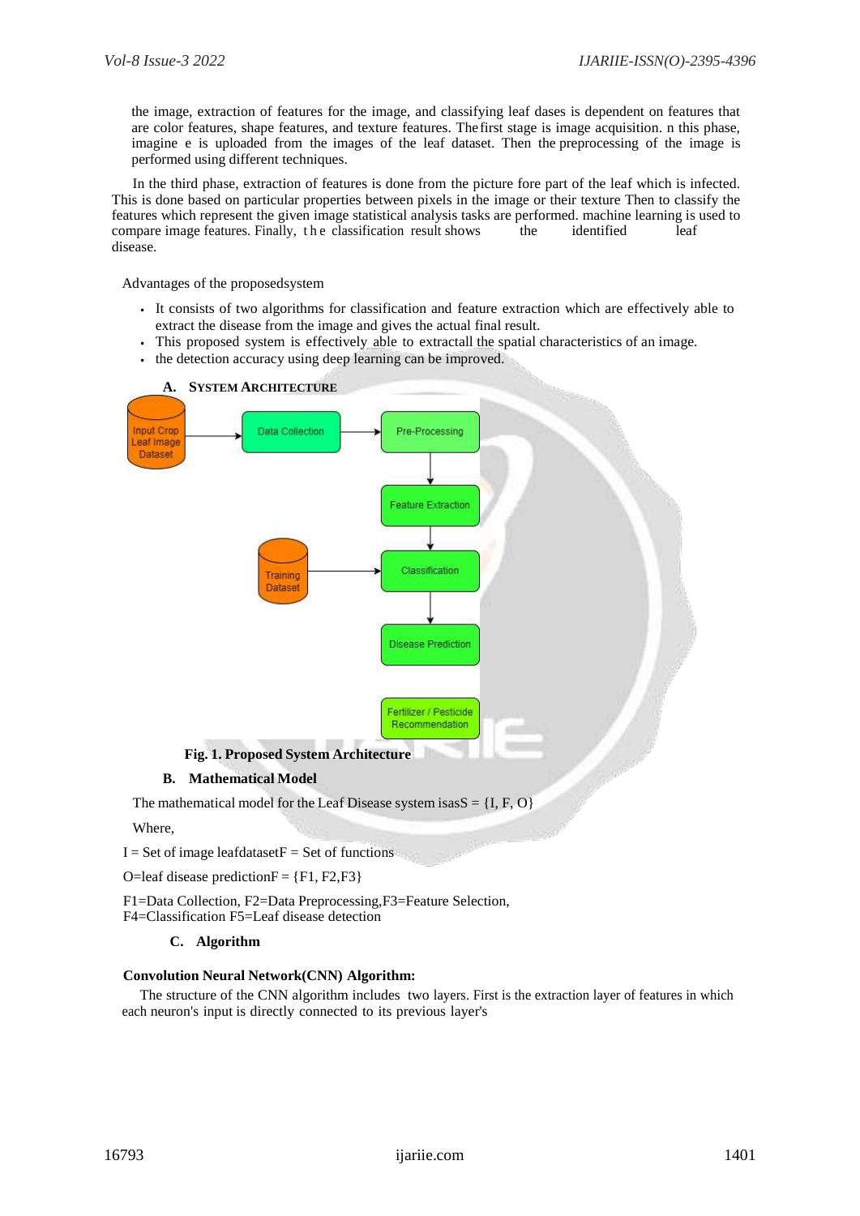the image, extraction of features for the image, and classifying leaf dases is dependent on features that are color features, shape features, and texture features. The first stage is image acquisition. n this phase, imagine e is uploaded from the images of the leaf dataset. Then the preprocessing of the image is performed using different techniques.

In the third phase, extraction of features is done from the picture fore part of the leaf which is infected. This is done based on particular properties between pixels in the image or their texture Then to classify the features which represent the given image statistical analysis tasks are performed. machine learning is used to compare image features. Finally, the classification result shows the identified leaf disease.

Advantages of the proposedsystem

- It consists of two algorithms for classification and feature extraction which are effectively able to extract the disease from the image and gives the actual final result.
- This proposed system is effectively able to extractall the spatial characteristics of an image.
- the detection accuracy using deep learning can be improved.

### A. SYSTEM ARCHITECTURE

Input Crop Leaf Image Dataset → Data Collection → Pre-Processing → Feature Extraction → Classification (← Training Dataset) → Disease Prediction → Fertilizer / Pesticide Recommendation

**Fig. 1. Proposed System Architecture**

### B. Mathematical Model

The mathematical model for the Leaf Disease system isas S = {I, F, O}

Where,

I = Set of image leafdataset F = Set of functions

O=leaf disease prediction F = {F1, F2,F3}

F1=Data Collection, F2=Data Preprocessing,F3=Feature Selection,
F4=Classification F5=Leaf disease detection

### C. Algorithm

**Convolution Neural Network(CNN) Algorithm:**

The structure of the CNN algorithm includes two layers. First is the extraction layer of features in which each neuron's input is directly connected to its previous layer's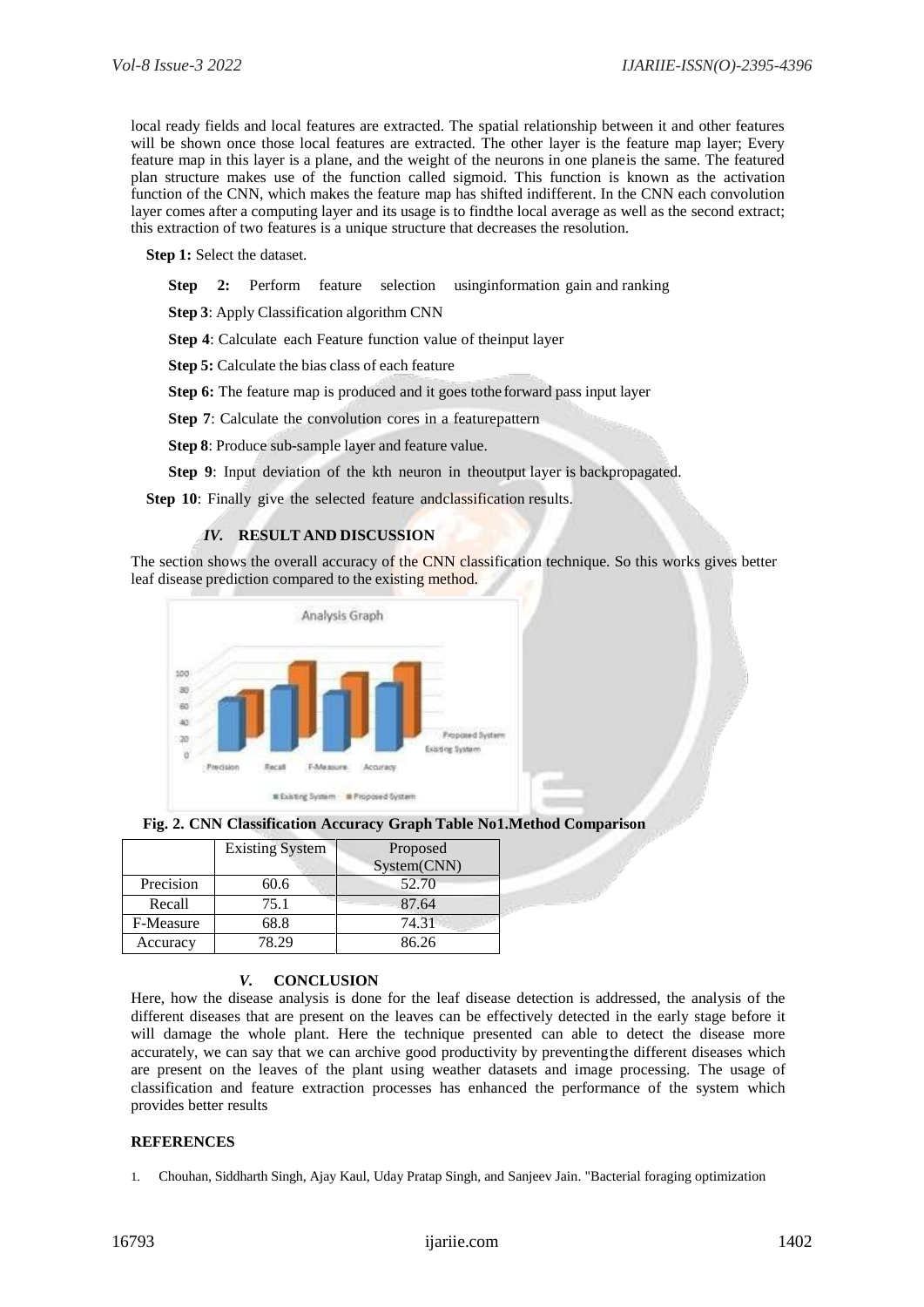local ready fields and local features are extracted. The spatial relationship between it and other features will be shown once those local features are extracted. The other layer is the feature map layer; Every feature map in this layer is a plane, and the weight of the neurons in one planeis the same. The featured plan structure makes use of the function called sigmoid. This function is known as the activation function of the CNN, which makes the feature map has shifted indifferent. In the CNN each convolution layer comes after a computing layer and its usage is to findthe local average as well as the second extract; this extraction of two features is a unique structure that decreases the resolution.

**Step 1:** Select the dataset.

**Step 2:** Perform feature selection usinginformation gain and ranking

**Step 3**: Apply Classification algorithm CNN

**Step 4**: Calculate each Feature function value of theinput layer

**Step 5:** Calculate the bias class of each feature

**Step 6:** The feature map is produced and it goes tothe forward pass input layer

**Step 7**: Calculate the convolution cores in a featurepattern

**Step 8**: Produce sub-sample layer and feature value.

**Step 9**: Input deviation of the kth neuron in theoutput layer is backpropagated.

**Step 10**: Finally give the selected feature andclassification results.

## *IV.* RESULT AND DISCUSSION

The section shows the overall accuracy of the CNN classification technique. So this works gives better leaf disease prediction compared to the existing method.

**Fig. 2. CNN Classification Accuracy Graph Table No1.Method Comparison**

| | Existing System | Proposed System(CNN) |
|---|---|---|
| Precision | 60.6 | 52.70 |
| Recall | 75.1 | 87.64 |
| F-Measure | 68.8 | 74.31 |
| Accuracy | 78.29 | 86.26 |

## *V.* CONCLUSION

Here, how the disease analysis is done for the leaf disease detection is addressed, the analysis of the different diseases that are present on the leaves can be effectively detected in the early stage before it will damage the whole plant. Here the technique presented can able to detect the disease more accurately, we can say that we can archive good productivity by preventingthe different diseases which are present on the leaves of the plant using weather datasets and image processing. The usage of classification and feature extraction processes has enhanced the performance of the system which provides better results

## REFERENCES

1. Chouhan, Siddharth Singh, Ajay Kaul, Uday Pratap Singh, and Sanjeev Jain. "Bacterial foraging optimization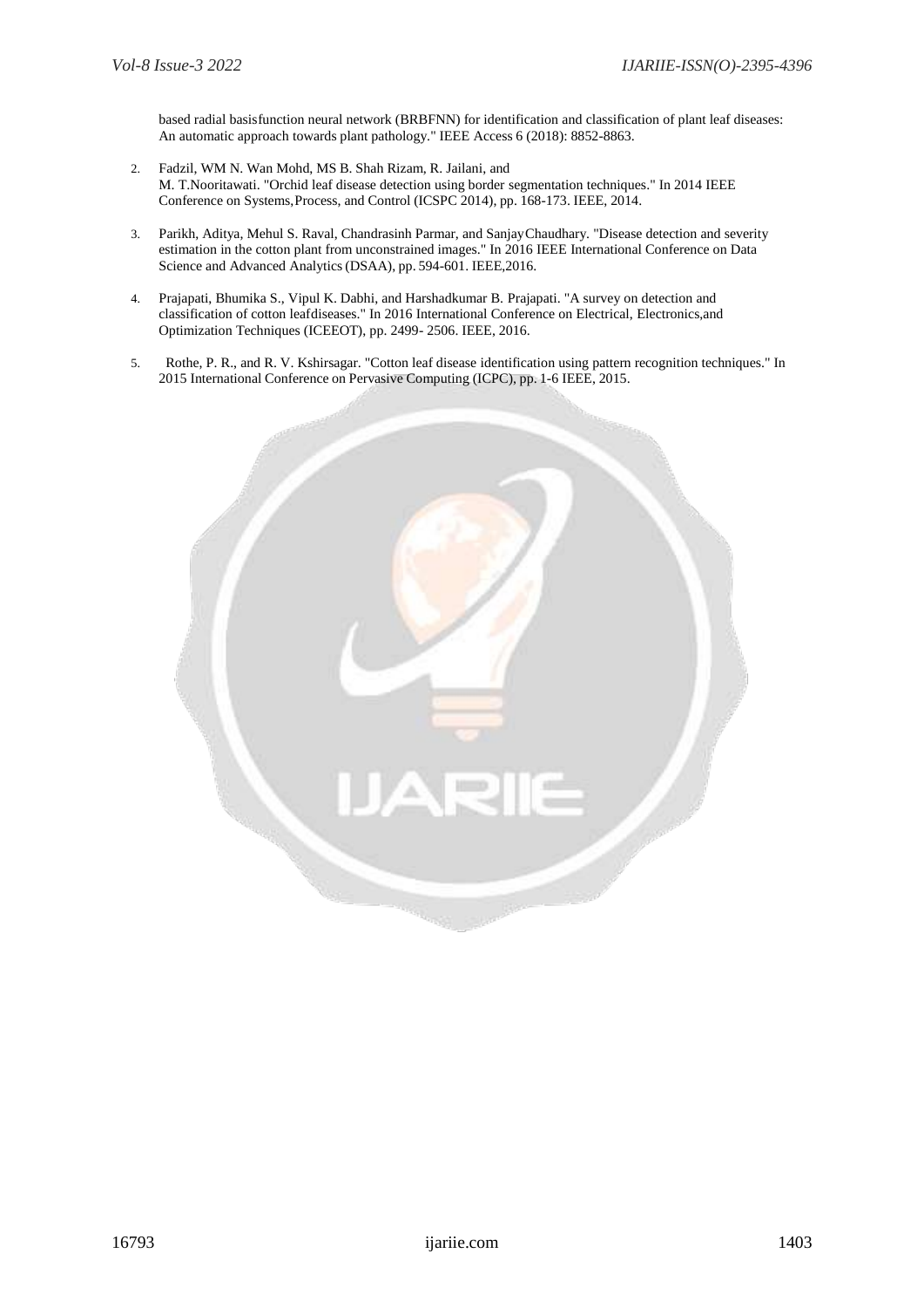based radial basisfunction neural network (BRBFNN) for identification and classification of plant leaf diseases: An automatic approach towards plant pathology." IEEE Access 6 (2018): 8852-8863.

2. Fadzil, WM N. Wan Mohd, MS B. Shah Rizam, R. Jailani, and M. T.Nooritawati. "Orchid leaf disease detection using border segmentation techniques." In 2014 IEEE Conference on Systems,Process, and Control (ICSPC 2014), pp. 168-173. IEEE, 2014.

3. Parikh, Aditya, Mehul S. Raval, Chandrasinh Parmar, and SanjayChaudhary. "Disease detection and severity estimation in the cotton plant from unconstrained images." In 2016 IEEE International Conference on Data Science and Advanced Analytics (DSAA), pp. 594-601. IEEE,2016.

4. Prajapati, Bhumika S., Vipul K. Dabhi, and Harshadkumar B. Prajapati. "A survey on detection and classification of cotton leafdiseases." In 2016 International Conference on Electrical, Electronics,and Optimization Techniques (ICEEOT), pp. 2499- 2506. IEEE, 2016.

5. Rothe, P. R., and R. V. Kshirsagar. "Cotton leaf disease identification using pattern recognition techniques." In 2015 International Conference on Pervasive Computing (ICPC), pp. 1-6 IEEE, 2015.